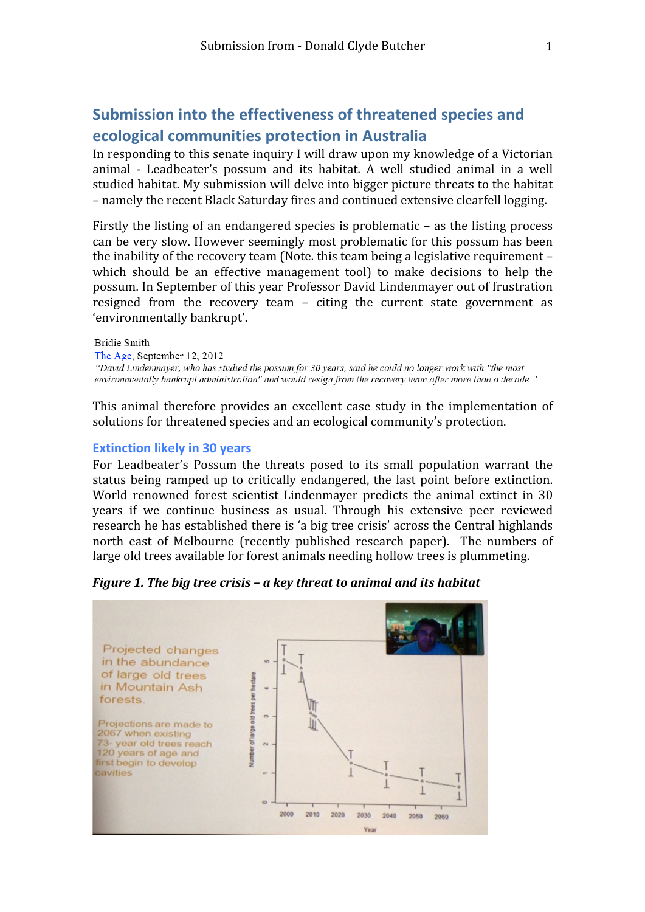## Submission into the effectiveness of threatened species and ecological communities protection in Australia

In responding to this senate inquiry I will draw upon my knowledge of a Victorian animal - Leadbeater's possum and its habitat. A well studied animal in a well studied habitat. My submission will delve into bigger picture threats to the habitat – namely the recent Black Saturday fires and continued extensive clearfell logging.

Firstly the listing of an endangered species is problematic – as the listing process can be very slow. However seemingly most problematic for this possum has been the inability of the recovery team (Note. this team being a legislative requirement – which should be an effective management tool) to make decisions to help the possum. In September of this year Professor David Lindenmayer out of frustration resigned from the recovery team – citing the current state government as 'environmentally bankrupt'.

Bridie Smith
The Age, September 12, 2012
*"David Lindenmayer, who has studied the possum for 30 years, said he could no longer work with "the most environmentally bankrupt administration" and would resign from the recovery team after more than a decade."*

This animal therefore provides an excellent case study in the implementation of solutions for threatened species and an ecological community's protection.

### Extinction likely in 30 years

For Leadbeater's Possum the threats posed to its small population warrant the status being ramped up to critically endangered, the last point before extinction. World renowned forest scientist Lindenmayer predicts the animal extinct in 30 years if we continue business as usual. Through his extensive peer reviewed research he has established there is 'a big tree crisis' across the Central highlands north east of Melbourne (recently published research paper). The numbers of large old trees available for forest animals needing hollow trees is plummeting.

***Figure 1. The big tree crisis – a key threat to animal and its habitat***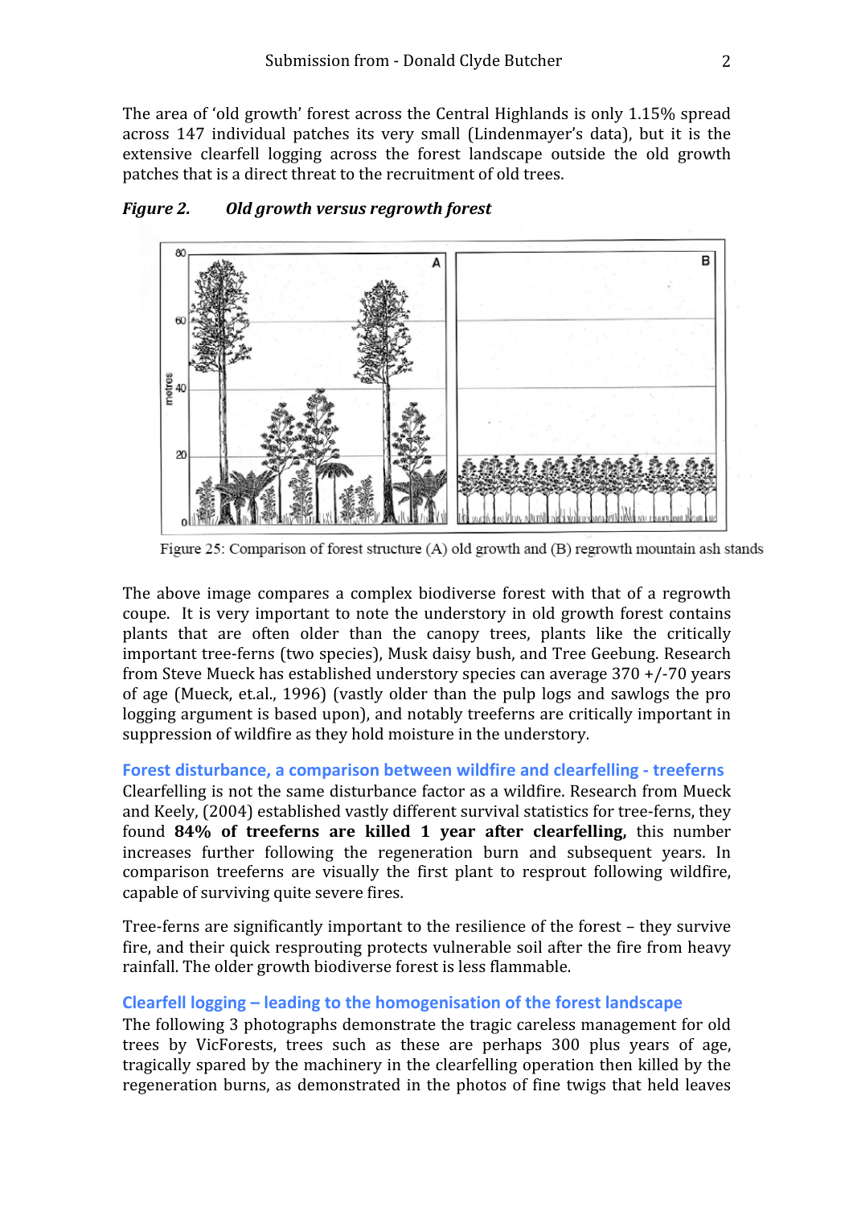The area of 'old growth' forest across the Central Highlands is only 1.15% spread across 147 individual patches its very small (Lindenmayer's data), but it is the extensive clearfell logging across the forest landscape outside the old growth patches that is a direct threat to the recruitment of old trees.

***Figure 2. Old growth versus regrowth forest***

Figure 25: Comparison of forest structure (A) old growth and (B) regrowth mountain ash stands

The above image compares a complex biodiverse forest with that of a regrowth coupe. It is very important to note the understory in old growth forest contains plants that are often older than the canopy trees, plants like the critically important tree-ferns (two species), Musk daisy bush, and Tree Geebung. Research from Steve Mueck has established understory species can average 370 +/-70 years of age (Mueck, et.al., 1996) (vastly older than the pulp logs and sawlogs the pro logging argument is based upon), and notably treeferns are critically important in suppression of wildfire as they hold moisture in the understory.

## Forest disturbance, a comparison between wildfire and clearfelling - treeferns

Clearfelling is not the same disturbance factor as a wildfire. Research from Mueck and Keely, (2004) established vastly different survival statistics for tree-ferns, they found **84% of treeferns are killed 1 year after clearfelling,** this number increases further following the regeneration burn and subsequent years. In comparison treeferns are visually the first plant to resprout following wildfire, capable of surviving quite severe fires.

Tree-ferns are significantly important to the resilience of the forest – they survive fire, and their quick resprouting protects vulnerable soil after the fire from heavy rainfall. The older growth biodiverse forest is less flammable.

## Clearfell logging – leading to the homogenisation of the forest landscape

The following 3 photographs demonstrate the tragic careless management for old trees by VicForests, trees such as these are perhaps 300 plus years of age, tragically spared by the machinery in the clearfelling operation then killed by the regeneration burns, as demonstrated in the photos of fine twigs that held leaves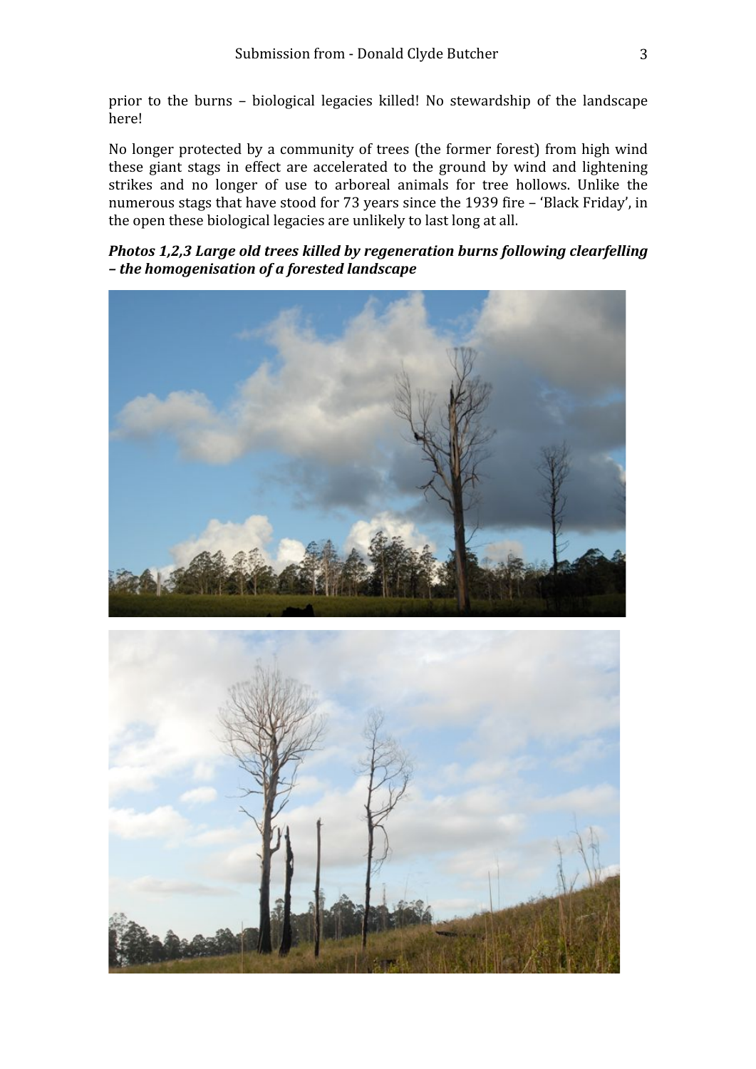prior to the burns – biological legacies killed! No stewardship of the landscape here!

No longer protected by a community of trees (the former forest) from high wind these giant stags in effect are accelerated to the ground by wind and lightening strikes and no longer of use to arboreal animals for tree hollows. Unlike the numerous stags that have stood for 73 years since the 1939 fire – 'Black Friday', in the open these biological legacies are unlikely to last long at all.

***Photos 1,2,3 Large old trees killed by regeneration burns following clearfelling – the homogenisation of a forested landscape***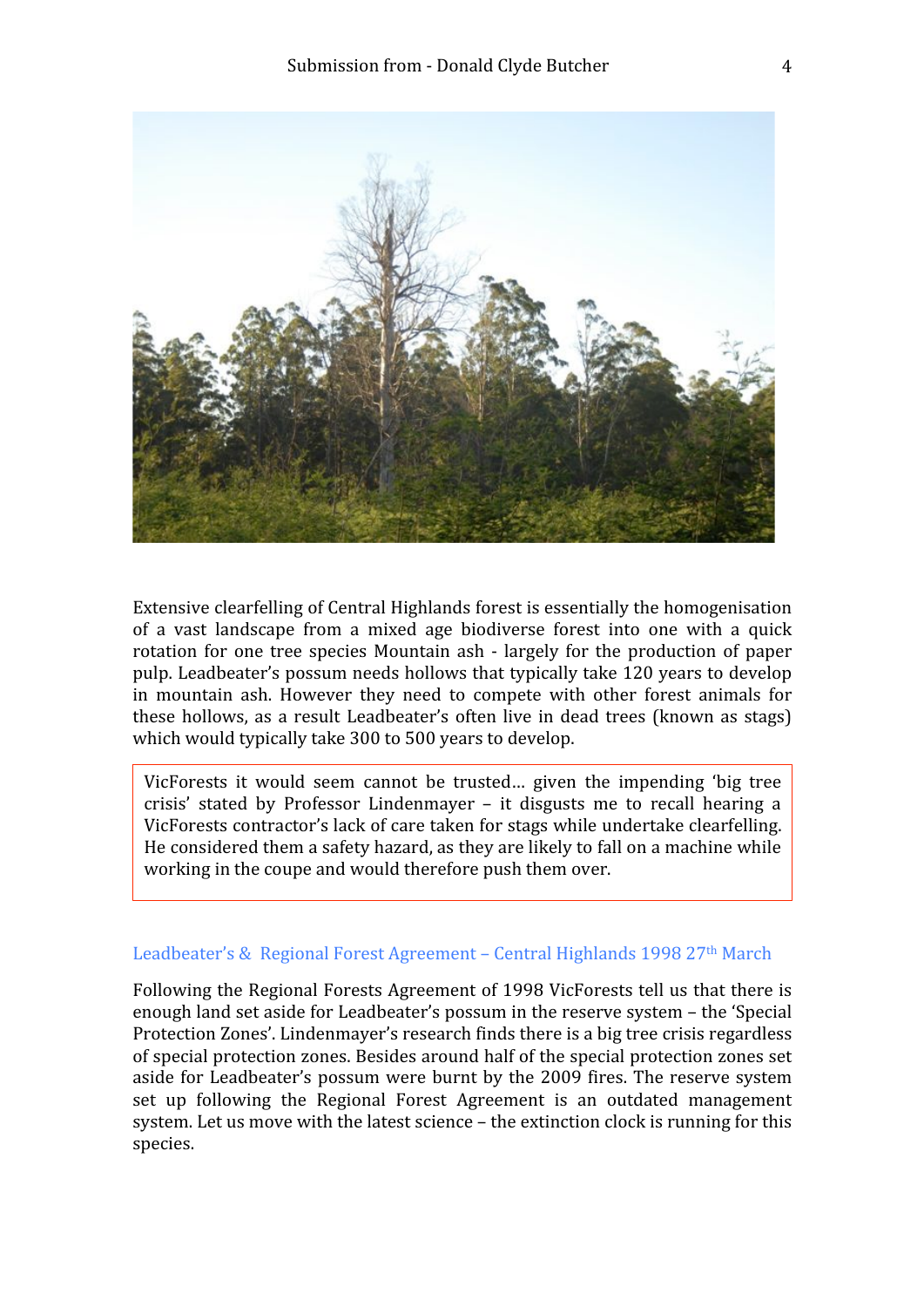Extensive clearfelling of Central Highlands forest is essentially the homogenisation of a vast landscape from a mixed age biodiverse forest into one with a quick rotation for one tree species Mountain ash - largely for the production of paper pulp. Leadbeater's possum needs hollows that typically take 120 years to develop in mountain ash. However they need to compete with other forest animals for these hollows, as a result Leadbeater's often live in dead trees (known as stags) which would typically take 300 to 500 years to develop.

> VicForests it would seem cannot be trusted… given the impending 'big tree crisis' stated by Professor Lindenmayer – it disgusts me to recall hearing a VicForests contractor's lack of care taken for stags while undertake clearfelling. He considered them a safety hazard, as they are likely to fall on a machine while working in the coupe and would therefore push them over.

### Leadbeater's & Regional Forest Agreement – Central Highlands 1998 27th March

Following the Regional Forests Agreement of 1998 VicForests tell us that there is enough land set aside for Leadbeater's possum in the reserve system – the 'Special Protection Zones'. Lindenmayer's research finds there is a big tree crisis regardless of special protection zones. Besides around half of the special protection zones set aside for Leadbeater's possum were burnt by the 2009 fires. The reserve system set up following the Regional Forest Agreement is an outdated management system. Let us move with the latest science – the extinction clock is running for this species.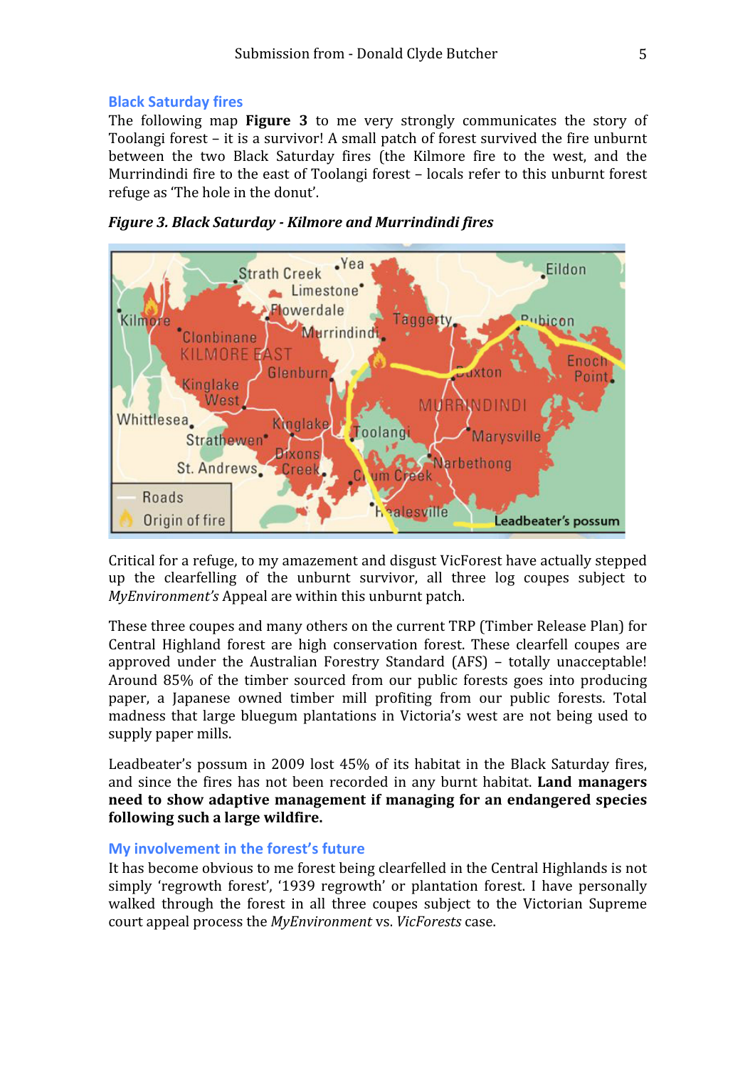## Black Saturday fires

The following map **Figure 3** to me very strongly communicates the story of Toolangi forest – it is a survivor! A small patch of forest survived the fire unburnt between the two Black Saturday fires (the Kilmore fire to the west, and the Murrindindi fire to the east of Toolangi forest – locals refer to this unburnt forest refuge as 'The hole in the donut'.

***Figure 3. Black Saturday - Kilmore and Murrindindi fires***

Critical for a refuge, to my amazement and disgust VicForest have actually stepped up the clearfelling of the unburnt survivor, all three log coupes subject to *MyEnvironment's* Appeal are within this unburnt patch.

These three coupes and many others on the current TRP (Timber Release Plan) for Central Highland forest are high conservation forest. These clearfell coupes are approved under the Australian Forestry Standard (AFS) – totally unacceptable! Around 85% of the timber sourced from our public forests goes into producing paper, a Japanese owned timber mill profiting from our public forests. Total madness that large bluegum plantations in Victoria's west are not being used to supply paper mills.

Leadbeater's possum in 2009 lost 45% of its habitat in the Black Saturday fires, and since the fires has not been recorded in any burnt habitat. **Land managers need to show adaptive management if managing for an endangered species following such a large wildfire.**

## My involvement in the forest's future

It has become obvious to me forest being clearfelled in the Central Highlands is not simply 'regrowth forest', '1939 regrowth' or plantation forest. I have personally walked through the forest in all three coupes subject to the Victorian Supreme court appeal process the *MyEnvironment* vs. *VicForests* case.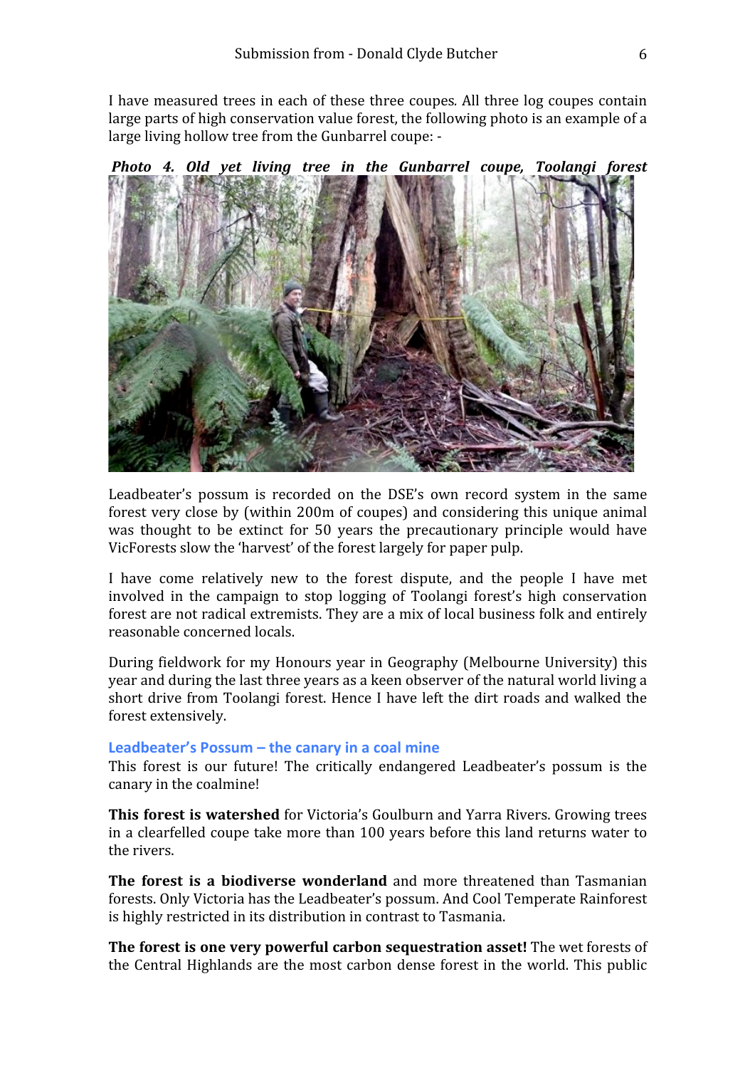I have measured trees in each of these three coupes. All three log coupes contain large parts of high conservation value forest, the following photo is an example of a large living hollow tree from the Gunbarrel coupe: -

***Photo 4. Old yet living tree in the Gunbarrel coupe, Toolangi forest***

Leadbeater's possum is recorded on the DSE's own record system in the same forest very close by (within 200m of coupes) and considering this unique animal was thought to be extinct for 50 years the precautionary principle would have VicForests slow the 'harvest' of the forest largely for paper pulp.

I have come relatively new to the forest dispute, and the people I have met involved in the campaign to stop logging of Toolangi forest's high conservation forest are not radical extremists. They are a mix of local business folk and entirely reasonable concerned locals.

During fieldwork for my Honours year in Geography (Melbourne University) this year and during the last three years as a keen observer of the natural world living a short drive from Toolangi forest. Hence I have left the dirt roads and walked the forest extensively.

### Leadbeater's Possum – the canary in a coal mine

This forest is our future! The critically endangered Leadbeater's possum is the canary in the coalmine!

**This forest is watershed** for Victoria's Goulburn and Yarra Rivers. Growing trees in a clearfelled coupe take more than 100 years before this land returns water to the rivers.

**The forest is a biodiverse wonderland** and more threatened than Tasmanian forests. Only Victoria has the Leadbeater's possum. And Cool Temperate Rainforest is highly restricted in its distribution in contrast to Tasmania.

**The forest is one very powerful carbon sequestration asset!** The wet forests of the Central Highlands are the most carbon dense forest in the world. This public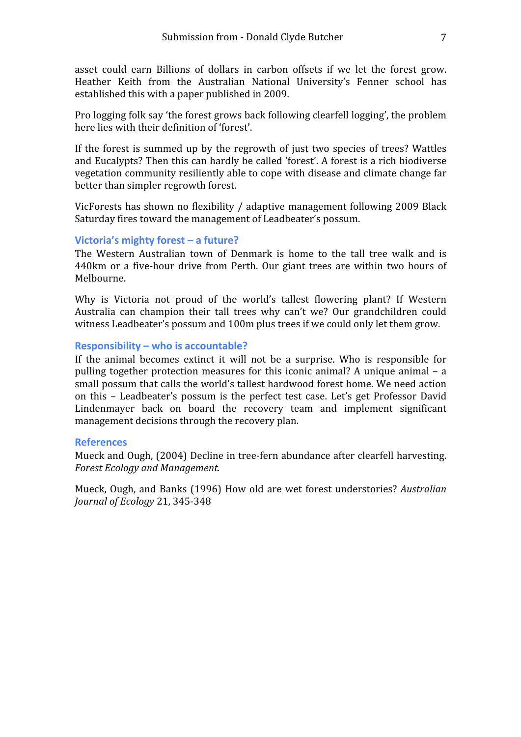asset could earn Billions of dollars in carbon offsets if we let the forest grow. Heather Keith from the Australian National University's Fenner school has established this with a paper published in 2009.

Pro logging folk say 'the forest grows back following clearfell logging', the problem here lies with their definition of 'forest'.

If the forest is summed up by the regrowth of just two species of trees? Wattles and Eucalypts? Then this can hardly be called 'forest'. A forest is a rich biodiverse vegetation community resiliently able to cope with disease and climate change far better than simpler regrowth forest.

VicForests has shown no flexibility / adaptive management following 2009 Black Saturday fires toward the management of Leadbeater's possum.

## Victoria's mighty forest – a future?

The Western Australian town of Denmark is home to the tall tree walk and is 440km or a five-hour drive from Perth. Our giant trees are within two hours of Melbourne.

Why is Victoria not proud of the world's tallest flowering plant? If Western Australia can champion their tall trees why can't we? Our grandchildren could witness Leadbeater's possum and 100m plus trees if we could only let them grow.

## Responsibility – who is accountable?

If the animal becomes extinct it will not be a surprise. Who is responsible for pulling together protection measures for this iconic animal? A unique animal – a small possum that calls the world's tallest hardwood forest home. We need action on this – Leadbeater's possum is the perfect test case. Let's get Professor David Lindenmayer back on board the recovery team and implement significant management decisions through the recovery plan.

## References

Mueck and Ough, (2004) Decline in tree-fern abundance after clearfell harvesting. *Forest Ecology and Management.*

Mueck, Ough, and Banks (1996) How old are wet forest understories? *Australian Journal of Ecology* 21, 345-348